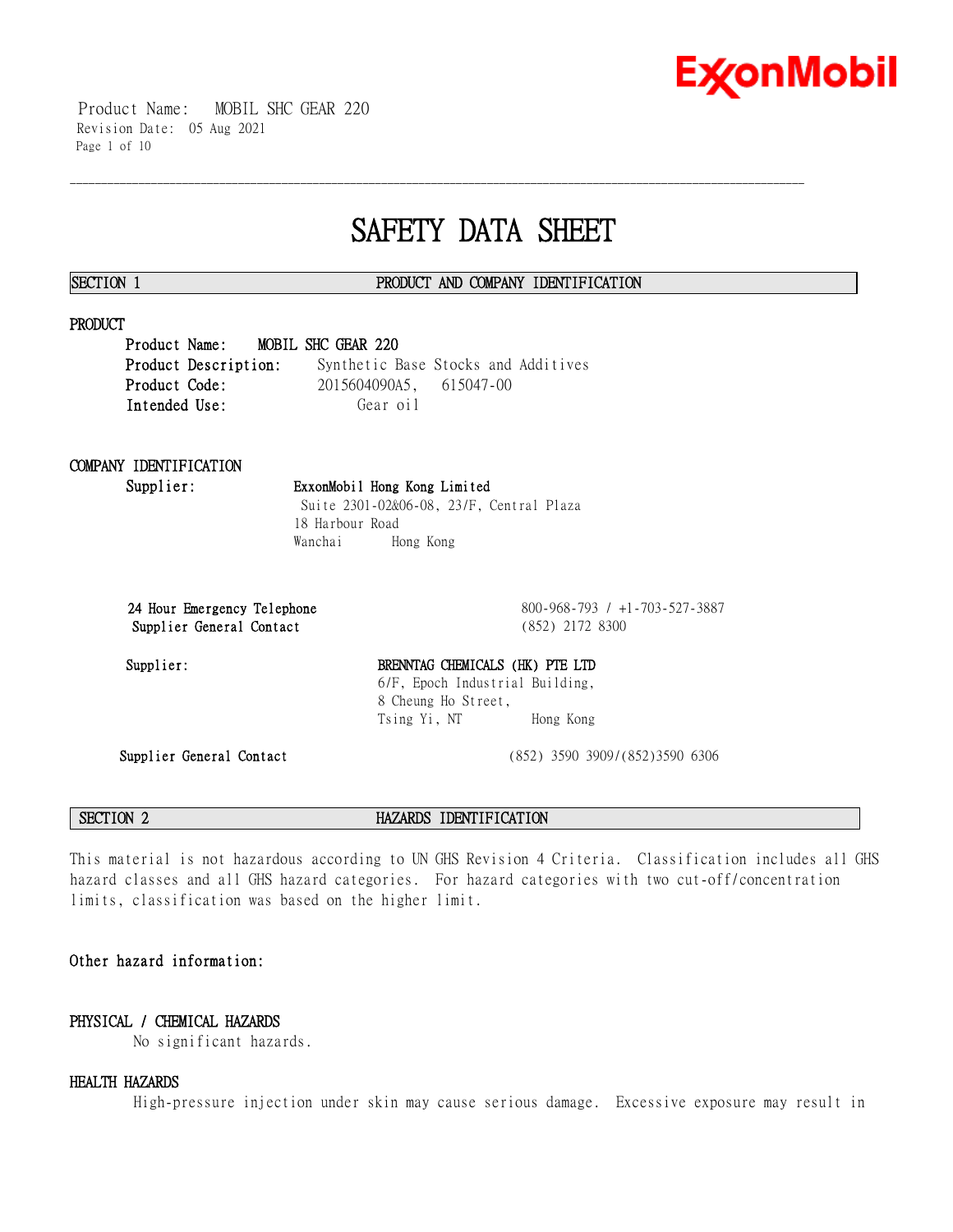# SAFETY DATA SHEET

## SECTION 1 PRODUCT AND COMPANY IDENTIFICATION

### PRODUCT

**Product Name:** **MOBIL SHC GEAR 220**
**Product Description:** Synthetic Base Stocks and Additives
**Product Code:** 2015604090A5, 615047-00
**Intended Use:** Gear oil

### COMPANY IDENTIFICATION

**Supplier:** **ExxonMobil Hong Kong Limited**
Suite 2301-02&06-08, 23/F, Central Plaza
18 Harbour Road
Wanchai Hong Kong

**24 Hour Emergency Telephone** 800-968-793 / +1-703-527-3887
**Supplier General Contact** (852) 2172 8300

**Supplier:** **BRENNTAG CHEMICALS (HK) PTE LTD**
6/F, Epoch Industrial Building,
8 Cheung Ho Street,
Tsing Yi, NT Hong Kong

**Supplier General Contact** (852) 3590 3909/(852)3590 6306

## SECTION 2 HAZARDS IDENTIFICATION

This material is not hazardous according to UN GHS Revision 4 Criteria. Classification includes all GHS hazard classes and all GHS hazard categories. For hazard categories with two cut-off/concentration limits, classification was based on the higher limit.

**Other hazard information:**

### PHYSICAL / CHEMICAL HAZARDS

No significant hazards.

### HEALTH HAZARDS

High-pressure injection under skin may cause serious damage. Excessive exposure may result in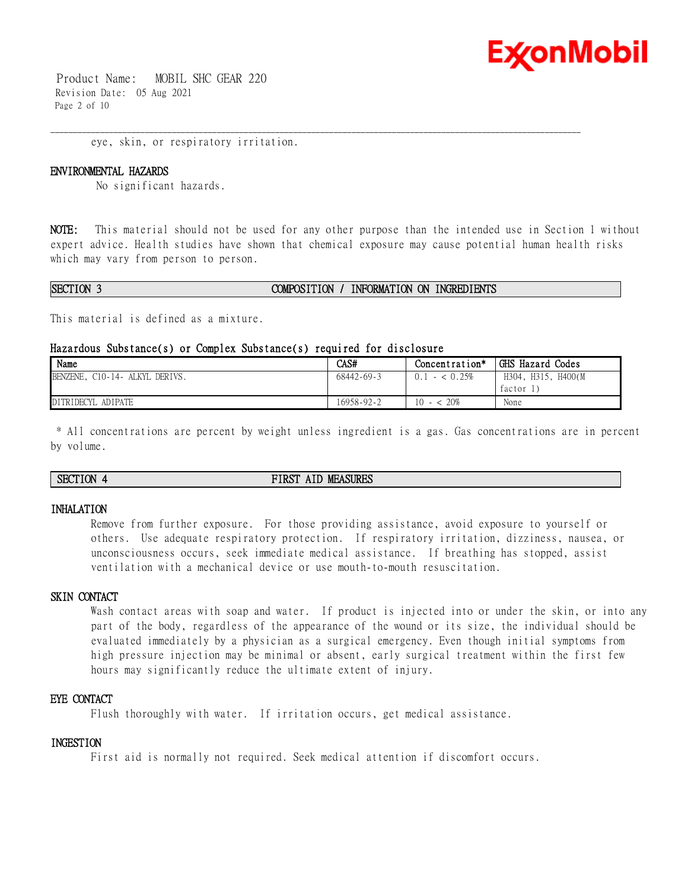eye, skin, or respiratory irritation.

### ENVIRONMENTAL HAZARDS

No significant hazards.

**NOTE:** This material should not be used for any other purpose than the intended use in Section 1 without expert advice. Health studies have shown that chemical exposure may cause potential human health risks which may vary from person to person.

## SECTION 3 COMPOSITION / INFORMATION ON INGREDIENTS

This material is defined as a mixture.

### Hazardous Substance(s) or Complex Substance(s) required for disclosure

| Name | CAS# | Concentration* | GHS Hazard Codes |
|---|---|---|---|
| BENZENE, C10-14- ALKYL DERIVS. | 68442-69-3 | 0.1 - < 0.25% | H304, H315, H400(M factor 1) |
| DITRIDECYL ADIPATE | 16958-92-2 | 10 - < 20% | None |

* All concentrations are percent by weight unless ingredient is a gas. Gas concentrations are in percent by volume.

## SECTION 4 FIRST AID MEASURES

### INHALATION

Remove from further exposure. For those providing assistance, avoid exposure to yourself or others. Use adequate respiratory protection. If respiratory irritation, dizziness, nausea, or unconsciousness occurs, seek immediate medical assistance. If breathing has stopped, assist ventilation with a mechanical device or use mouth-to-mouth resuscitation.

### SKIN CONTACT

Wash contact areas with soap and water. If product is injected into or under the skin, or into any part of the body, regardless of the appearance of the wound or its size, the individual should be evaluated immediately by a physician as a surgical emergency. Even though initial symptoms from high pressure injection may be minimal or absent, early surgical treatment within the first few hours may significantly reduce the ultimate extent of injury.

### EYE CONTACT

Flush thoroughly with water. If irritation occurs, get medical assistance.

### INGESTION

First aid is normally not required. Seek medical attention if discomfort occurs.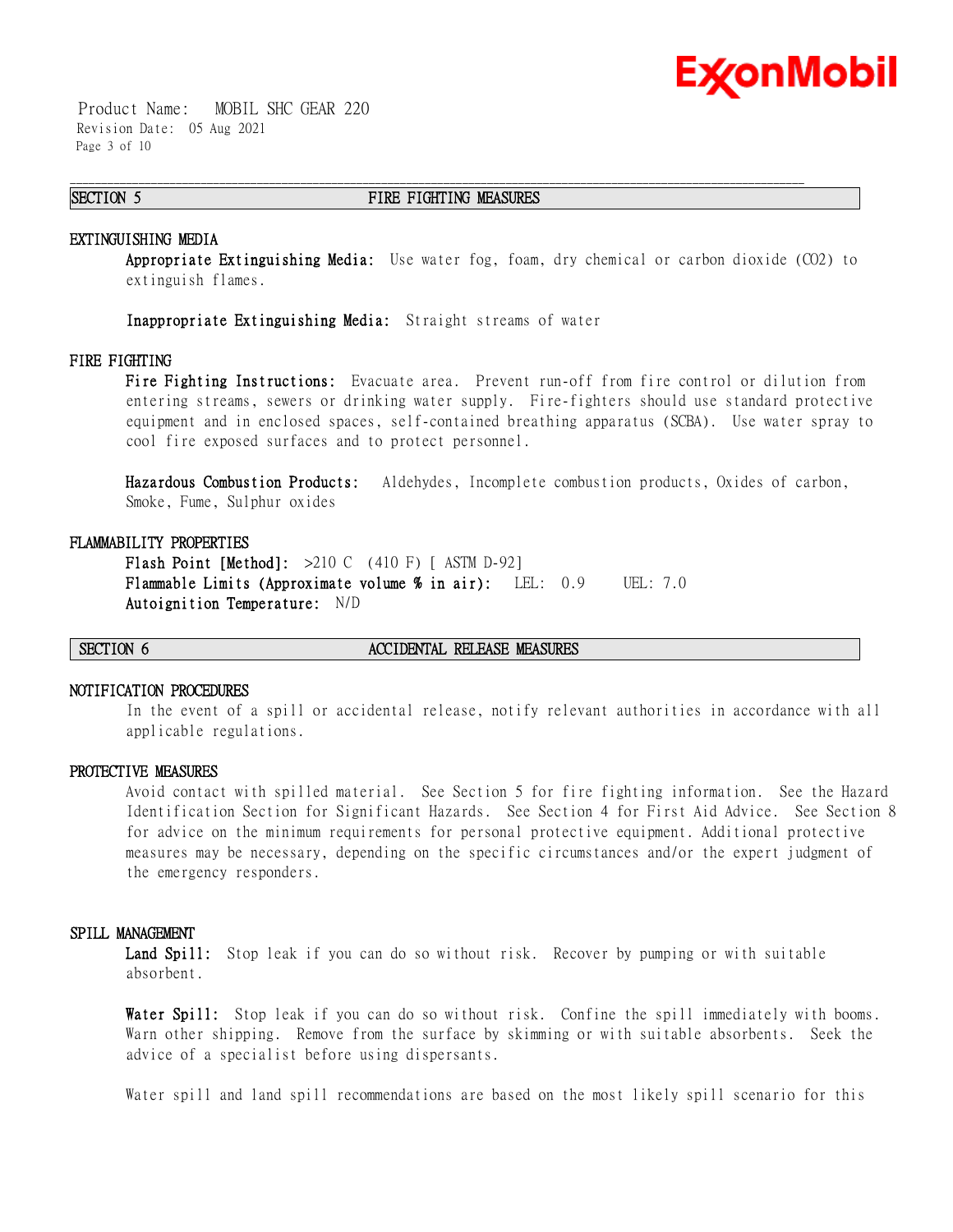## SECTION 5 FIRE FIGHTING MEASURES

### EXTINGUISHING MEDIA

**Appropriate Extinguishing Media:** Use water fog, foam, dry chemical or carbon dioxide ($CO_2$) to extinguish flames.

**Inappropriate Extinguishing Media:** Straight streams of water

### FIRE FIGHTING

**Fire Fighting Instructions:** Evacuate area. Prevent run-off from fire control or dilution from entering streams, sewers or drinking water supply. Fire-fighters should use standard protective equipment and in enclosed spaces, self-contained breathing apparatus (SCBA). Use water spray to cool fire exposed surfaces and to protect personnel.

**Hazardous Combustion Products:** Aldehydes, Incomplete combustion products, Oxides of carbon, Smoke, Fume, Sulphur oxides

### FLAMMABILITY PROPERTIES

**Flash Point [Method]:** >210 C (410 F) [ ASTM D-92]
**Flammable Limits (Approximate volume % in air):** LEL: 0.9 UEL: 7.0
**Autoignition Temperature:** N/D

## SECTION 6 ACCIDENTAL RELEASE MEASURES

### NOTIFICATION PROCEDURES

In the event of a spill or accidental release, notify relevant authorities in accordance with all applicable regulations.

### PROTECTIVE MEASURES

Avoid contact with spilled material. See Section 5 for fire fighting information. See the Hazard Identification Section for Significant Hazards. See Section 4 for First Aid Advice. See Section 8 for advice on the minimum requirements for personal protective equipment. Additional protective measures may be necessary, depending on the specific circumstances and/or the expert judgment of the emergency responders.

### SPILL MANAGEMENT

**Land Spill:** Stop leak if you can do so without risk. Recover by pumping or with suitable absorbent.

**Water Spill:** Stop leak if you can do so without risk. Confine the spill immediately with booms. Warn other shipping. Remove from the surface by skimming or with suitable absorbents. Seek the advice of a specialist before using dispersants.

Water spill and land spill recommendations are based on the most likely spill scenario for this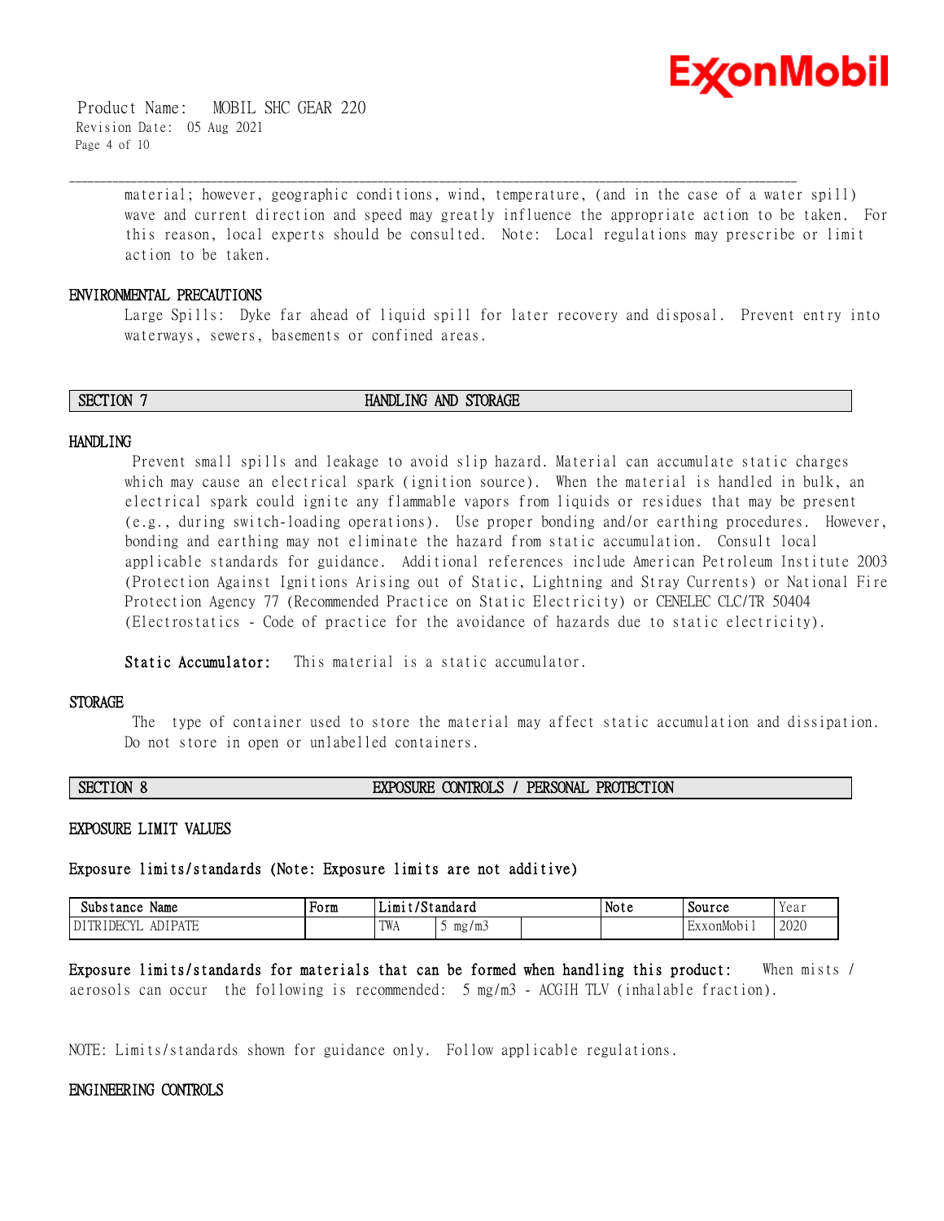material; however, geographic conditions, wind, temperature, (and in the case of a water spill) wave and current direction and speed may greatly influence the appropriate action to be taken. For this reason, local experts should be consulted. Note: Local regulations may prescribe or limit action to be taken.

### ENVIRONMENTAL PRECAUTIONS

Large Spills: Dyke far ahead of liquid spill for later recovery and disposal. Prevent entry into waterways, sewers, basements or confined areas.

## SECTION 7 HANDLING AND STORAGE

### HANDLING

Prevent small spills and leakage to avoid slip hazard. Material can accumulate static charges which may cause an electrical spark (ignition source). When the material is handled in bulk, an electrical spark could ignite any flammable vapors from liquids or residues that may be present (e.g., during switch-loading operations). Use proper bonding and/or earthing procedures. However, bonding and earthing may not eliminate the hazard from static accumulation. Consult local applicable standards for guidance. Additional references include American Petroleum Institute 2003 (Protection Against Ignitions Arising out of Static, Lightning and Stray Currents) or National Fire Protection Agency 77 (Recommended Practice on Static Electricity) or CENELEC CLC/TR 50404 (Electrostatics - Code of practice for the avoidance of hazards due to static electricity).

**Static Accumulator:** This material is a static accumulator.

### STORAGE

The type of container used to store the material may affect static accumulation and dissipation. Do not store in open or unlabelled containers.

## SECTION 8 EXPOSURE CONTROLS / PERSONAL PROTECTION

### EXPOSURE LIMIT VALUES

**Exposure limits/standards (Note: Exposure limits are not additive)**

| Substance Name | Form | Limit/Standard | | | Note | Source | Year |
|---|---|---|---|---|---|---|---|
| DITRIDECYL ADIPATE | | TWA | 5 mg/m3 | | | ExxonMobil | 2020 |

**Exposure limits/standards for materials that can be formed when handling this product:** When mists / aerosols can occur the following is recommended: 5 mg/m3 - ACGIH TLV (inhalable fraction).

NOTE: Limits/standards shown for guidance only. Follow applicable regulations.

### ENGINEERING CONTROLS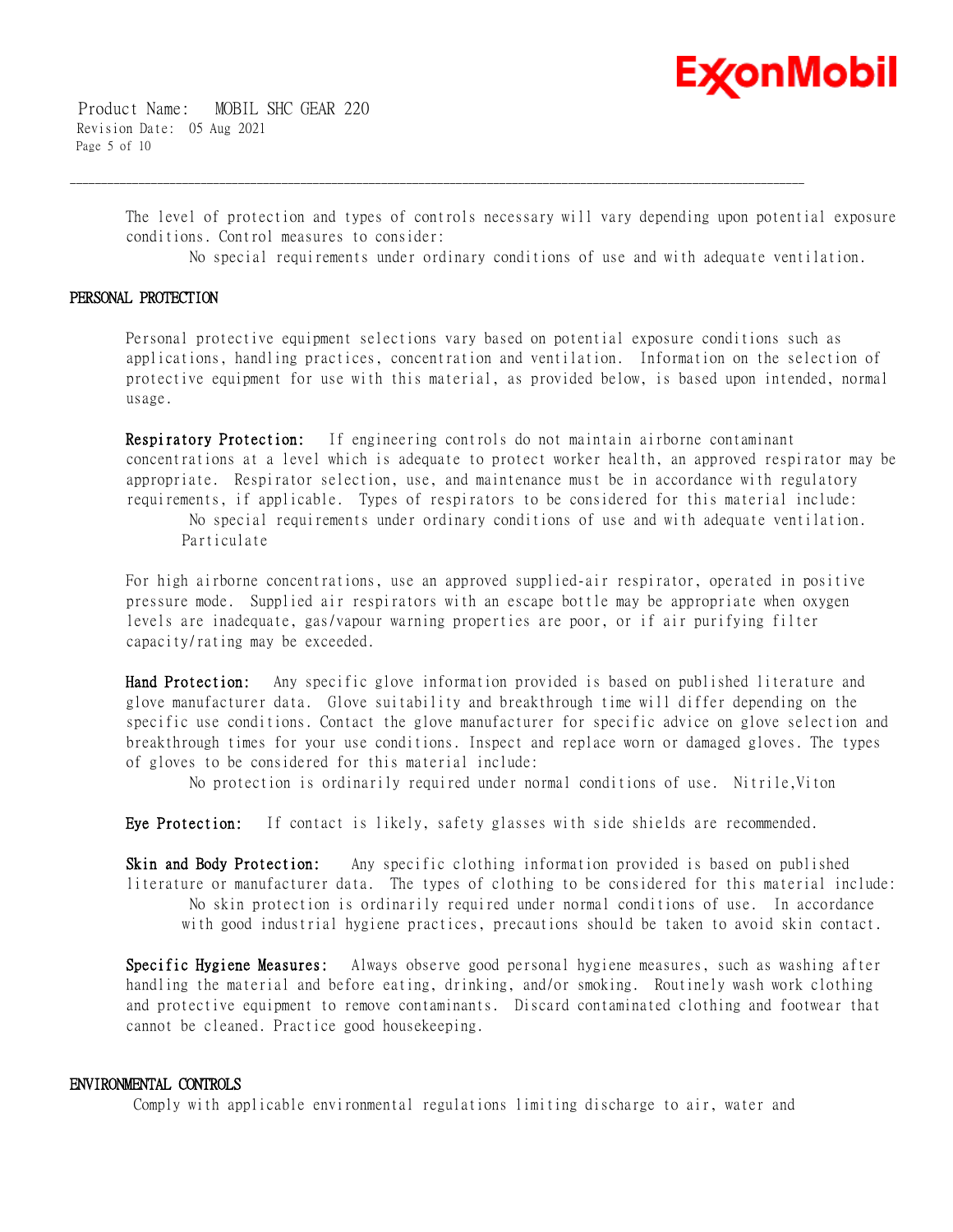The level of protection and types of controls necessary will vary depending upon potential exposure conditions. Control measures to consider:

No special requirements under ordinary conditions of use and with adequate ventilation.

## PERSONAL PROTECTION

Personal protective equipment selections vary based on potential exposure conditions such as applications, handling practices, concentration and ventilation. Information on the selection of protective equipment for use with this material, as provided below, is based upon intended, normal usage.

**Respiratory Protection:** If engineering controls do not maintain airborne contaminant concentrations at a level which is adequate to protect worker health, an approved respirator may be appropriate. Respirator selection, use, and maintenance must be in accordance with regulatory requirements, if applicable. Types of respirators to be considered for this material include:

No special requirements under ordinary conditions of use and with adequate ventilation.
Particulate

For high airborne concentrations, use an approved supplied-air respirator, operated in positive pressure mode. Supplied air respirators with an escape bottle may be appropriate when oxygen levels are inadequate, gas/vapour warning properties are poor, or if air purifying filter capacity/rating may be exceeded.

**Hand Protection:** Any specific glove information provided is based on published literature and glove manufacturer data. Glove suitability and breakthrough time will differ depending on the specific use conditions. Contact the glove manufacturer for specific advice on glove selection and breakthrough times for your use conditions. Inspect and replace worn or damaged gloves. The types of gloves to be considered for this material include:

No protection is ordinarily required under normal conditions of use. Nitrile,Viton

**Eye Protection:** If contact is likely, safety glasses with side shields are recommended.

**Skin and Body Protection:** Any specific clothing information provided is based on published literature or manufacturer data. The types of clothing to be considered for this material include:

No skin protection is ordinarily required under normal conditions of use. In accordance with good industrial hygiene practices, precautions should be taken to avoid skin contact.

**Specific Hygiene Measures:** Always observe good personal hygiene measures, such as washing after handling the material and before eating, drinking, and/or smoking. Routinely wash work clothing and protective equipment to remove contaminants. Discard contaminated clothing and footwear that cannot be cleaned. Practice good housekeeping.

## ENVIRONMENTAL CONTROLS

Comply with applicable environmental regulations limiting discharge to air, water and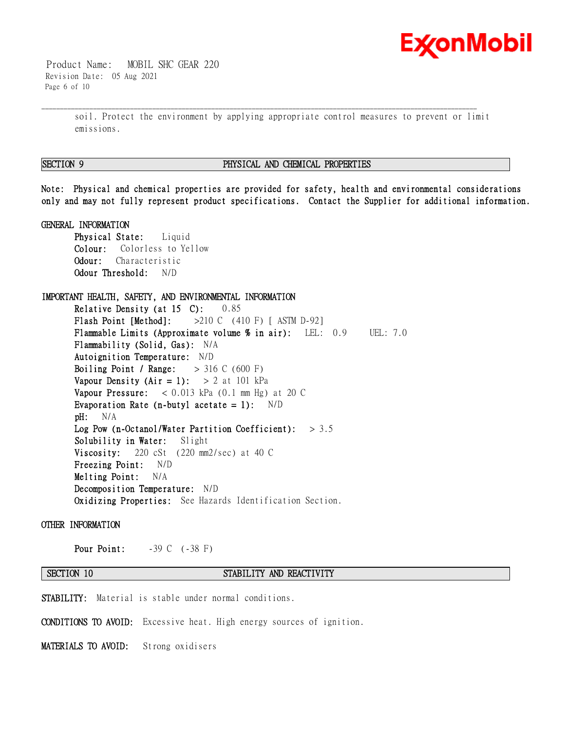soil. Protect the environment by applying appropriate control measures to prevent or limit emissions.

## SECTION 9 PHYSICAL AND CHEMICAL PROPERTIES

**Note: Physical and chemical properties are provided for safety, health and environmental considerations only and may not fully represent product specifications. Contact the Supplier for additional information.**

### GENERAL INFORMATION

**Physical State:** Liquid
**Colour:** Colorless to Yellow
**Odour:** Characteristic
**Odour Threshold:** N/D

### IMPORTANT HEALTH, SAFETY, AND ENVIRONMENTAL INFORMATION

**Relative Density (at 15 C):** 0.85
**Flash Point [Method]:** >210 C (410 F) [ ASTM D-92]
**Flammable Limits (Approximate volume % in air):** LEL: 0.9 UEL: 7.0
**Flammability (Solid, Gas):** N/A
**Autoignition Temperature:** N/D
**Boiling Point / Range:** > 316 C (600 F)
**Vapour Density (Air = 1):** > 2 at 101 kPa
**Vapour Pressure:** < 0.013 kPa (0.1 mm Hg) at 20 C
**Evaporation Rate (n-butyl acetate = 1):** N/D
**pH:** N/A
**Log Pow (n-Octanol/Water Partition Coefficient):** > 3.5
**Solubility in Water:** Slight
**Viscosity:** 220 cSt (220 mm2/sec) at 40 C
**Freezing Point:** N/D
**Melting Point:** N/A
**Decomposition Temperature:** N/D
**Oxidizing Properties:** See Hazards Identification Section.

### OTHER INFORMATION

**Pour Point:** -39 C (-38 F)

## SECTION 10 STABILITY AND REACTIVITY

**STABILITY:** Material is stable under normal conditions.

**CONDITIONS TO AVOID:** Excessive heat. High energy sources of ignition.

**MATERIALS TO AVOID:** Strong oxidisers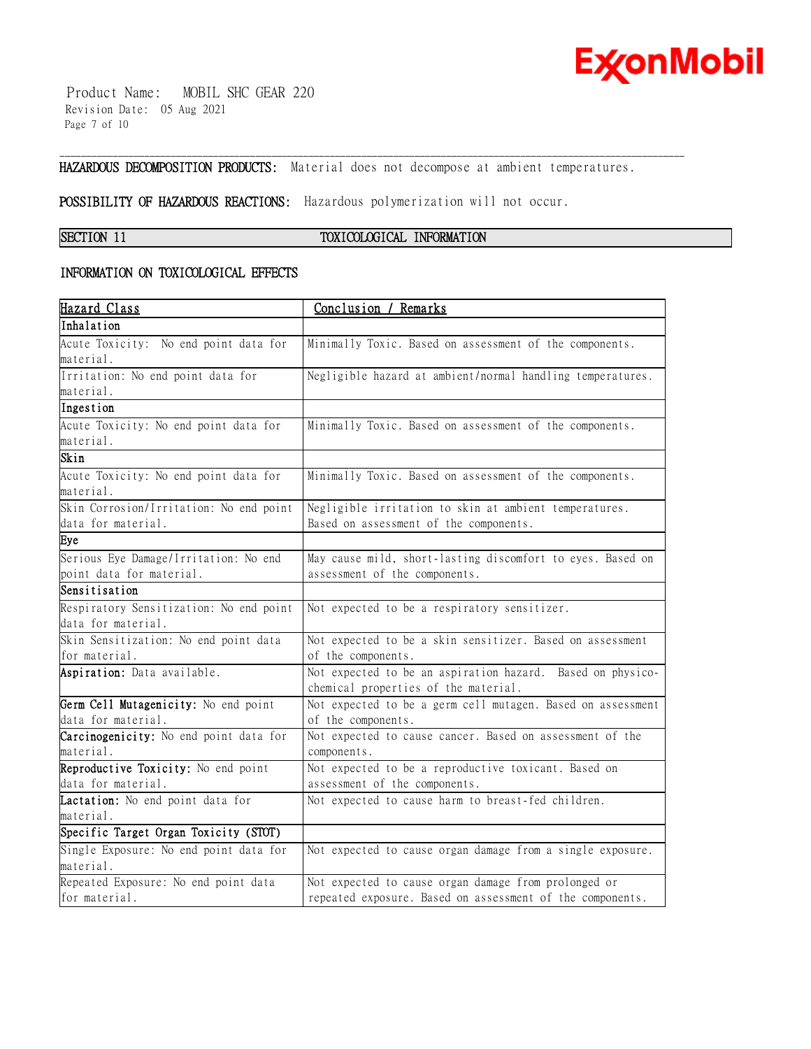**HAZARDOUS DECOMPOSITION PRODUCTS:** Material does not decompose at ambient temperatures.

**POSSIBILITY OF HAZARDOUS REACTIONS:** Hazardous polymerization will not occur.

## SECTION 11 TOXICOLOGICAL INFORMATION

### INFORMATION ON TOXICOLOGICAL EFFECTS

| Hazard Class | Conclusion / Remarks |
|---|---|
| **Inhalation** | |
| Acute Toxicity: No end point data for material. | Minimally Toxic. Based on assessment of the components. |
| Irritation: No end point data for material. | Negligible hazard at ambient/normal handling temperatures. |
| **Ingestion** | |
| Acute Toxicity: No end point data for material. | Minimally Toxic. Based on assessment of the components. |
| **Skin** | |
| Acute Toxicity: No end point data for material. | Minimally Toxic. Based on assessment of the components. |
| Skin Corrosion/Irritation: No end point data for material. | Negligible irritation to skin at ambient temperatures. Based on assessment of the components. |
| **Eye** | |
| Serious Eye Damage/Irritation: No end point data for material. | May cause mild, short-lasting discomfort to eyes. Based on assessment of the components. |
| **Sensitisation** | |
| Respiratory Sensitization: No end point data for material. | Not expected to be a respiratory sensitizer. |
| Skin Sensitization: No end point data for material. | Not expected to be a skin sensitizer. Based on assessment of the components. |
| **Aspiration:** Data available. | Not expected to be an aspiration hazard. Based on physico-chemical properties of the material. |
| **Germ Cell Mutagenicity:** No end point data for material. | Not expected to be a germ cell mutagen. Based on assessment of the components. |
| **Carcinogenicity:** No end point data for material. | Not expected to cause cancer. Based on assessment of the components. |
| **Reproductive Toxicity:** No end point data for material. | Not expected to be a reproductive toxicant. Based on assessment of the components. |
| **Lactation:** No end point data for material. | Not expected to cause harm to breast-fed children. |
| **Specific Target Organ Toxicity (STOT)** | |
| Single Exposure: No end point data for material. | Not expected to cause organ damage from a single exposure. |
| Repeated Exposure: No end point data for material. | Not expected to cause organ damage from prolonged or repeated exposure. Based on assessment of the components. |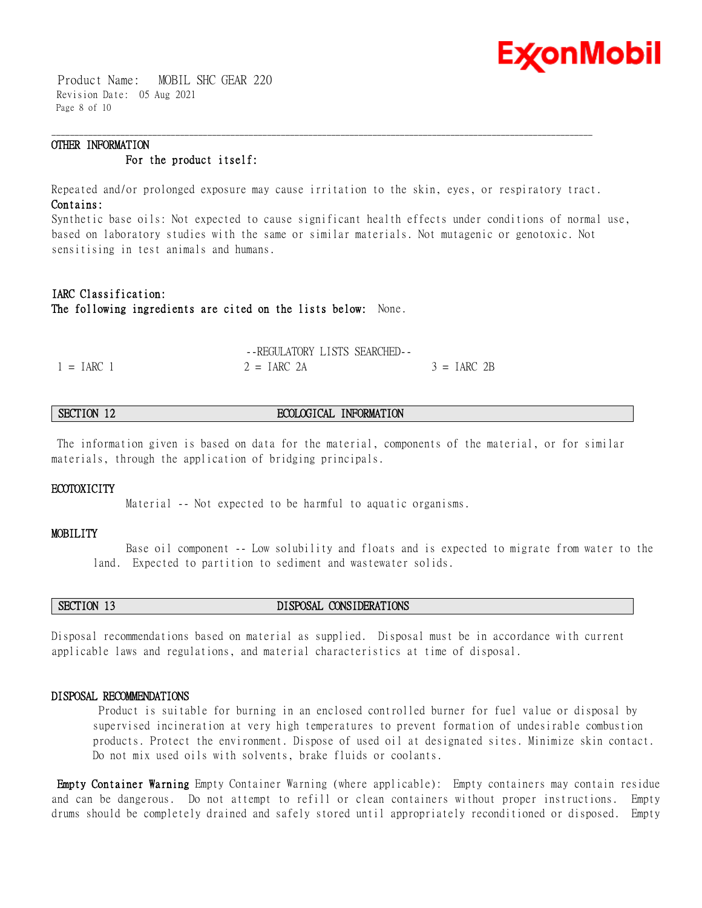**OTHER INFORMATION**

**For the product itself:**

Repeated and/or prolonged exposure may cause irritation to the skin, eyes, or respiratory tract.

**Contains:**

Synthetic base oils: Not expected to cause significant health effects under conditions of normal use, based on laboratory studies with the same or similar materials. Not mutagenic or genotoxic. Not sensitising in test animals and humans.

**IARC Classification:**

**The following ingredients are cited on the lists below:** None.

--REGULATORY LISTS SEARCHED--

| 1 = IARC 1 | 2 = IARC 2A | 3 = IARC 2B |
|---|---|---|

## SECTION 12 ECOLOGICAL INFORMATION

The information given is based on data for the material, components of the material, or for similar materials, through the application of bridging principals.

### ECOTOXICITY

Material -- Not expected to be harmful to aquatic organisms.

### MOBILITY

Base oil component -- Low solubility and floats and is expected to migrate from water to the land. Expected to partition to sediment and wastewater solids.

## SECTION 13 DISPOSAL CONSIDERATIONS

Disposal recommendations based on material as supplied. Disposal must be in accordance with current applicable laws and regulations, and material characteristics at time of disposal.

### DISPOSAL RECOMMENDATIONS

Product is suitable for burning in an enclosed controlled burner for fuel value or disposal by supervised incineration at very high temperatures to prevent formation of undesirable combustion products. Protect the environment. Dispose of used oil at designated sites. Minimize skin contact. Do not mix used oils with solvents, brake fluids or coolants.

**Empty Container Warning** Empty Container Warning (where applicable): Empty containers may contain residue and can be dangerous. Do not attempt to refill or clean containers without proper instructions. Empty drums should be completely drained and safely stored until appropriately reconditioned or disposed. Empty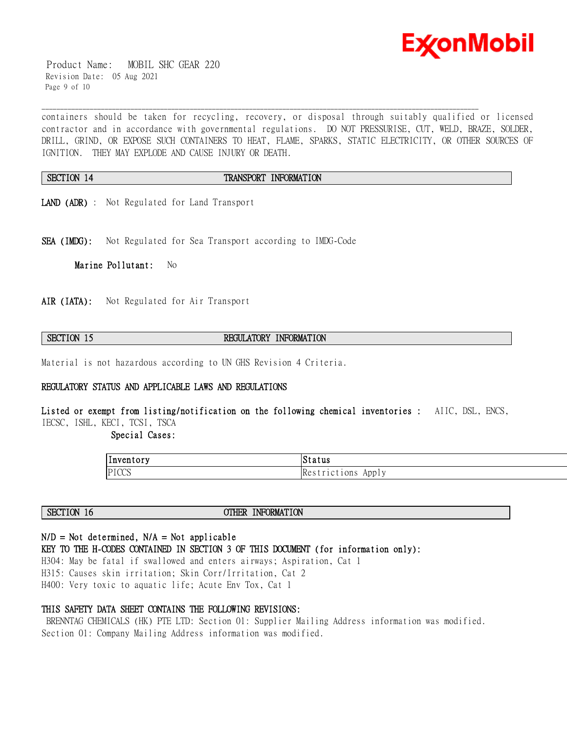containers should be taken for recycling, recovery, or disposal through suitably qualified or licensed contractor and in accordance with governmental regulations. DO NOT PRESSURISE, CUT, WELD, BRAZE, SOLDER, DRILL, GRIND, OR EXPOSE SUCH CONTAINERS TO HEAT, FLAME, SPARKS, STATIC ELECTRICITY, OR OTHER SOURCES OF IGNITION. THEY MAY EXPLODE AND CAUSE INJURY OR DEATH.

## SECTION 14 TRANSPORT INFORMATION

**LAND (ADR)** : Not Regulated for Land Transport

**SEA (IMDG):** Not Regulated for Sea Transport according to IMDG-Code

**Marine Pollutant:** No

**AIR (IATA):** Not Regulated for Air Transport

## SECTION 15 REGULATORY INFORMATION

Material is not hazardous according to UN GHS Revision 4 Criteria.

**REGULATORY STATUS AND APPLICABLE LAWS AND REGULATIONS**

**Listed or exempt from listing/notification on the following chemical inventories :** AIIC, DSL, ENCS, IECSC, ISHL, KECI, TCSI, TSCA

**Special Cases:**

| Inventory | Status |
| --- | --- |
| PICCS | Restrictions Apply |

## SECTION 16 OTHER INFORMATION

**N/D = Not determined, N/A = Not applicable**

**KEY TO THE H-CODES CONTAINED IN SECTION 3 OF THIS DOCUMENT (for information only):**

H304: May be fatal if swallowed and enters airways; Aspiration, Cat 1
H315: Causes skin irritation; Skin Corr/Irritation, Cat 2
H400: Very toxic to aquatic life; Acute Env Tox, Cat 1

**THIS SAFETY DATA SHEET CONTAINS THE FOLLOWING REVISIONS:**

BRENNTAG CHEMICALS (HK) PTE LTD: Section 01: Supplier Mailing Address information was modified.
Section 01: Company Mailing Address information was modified.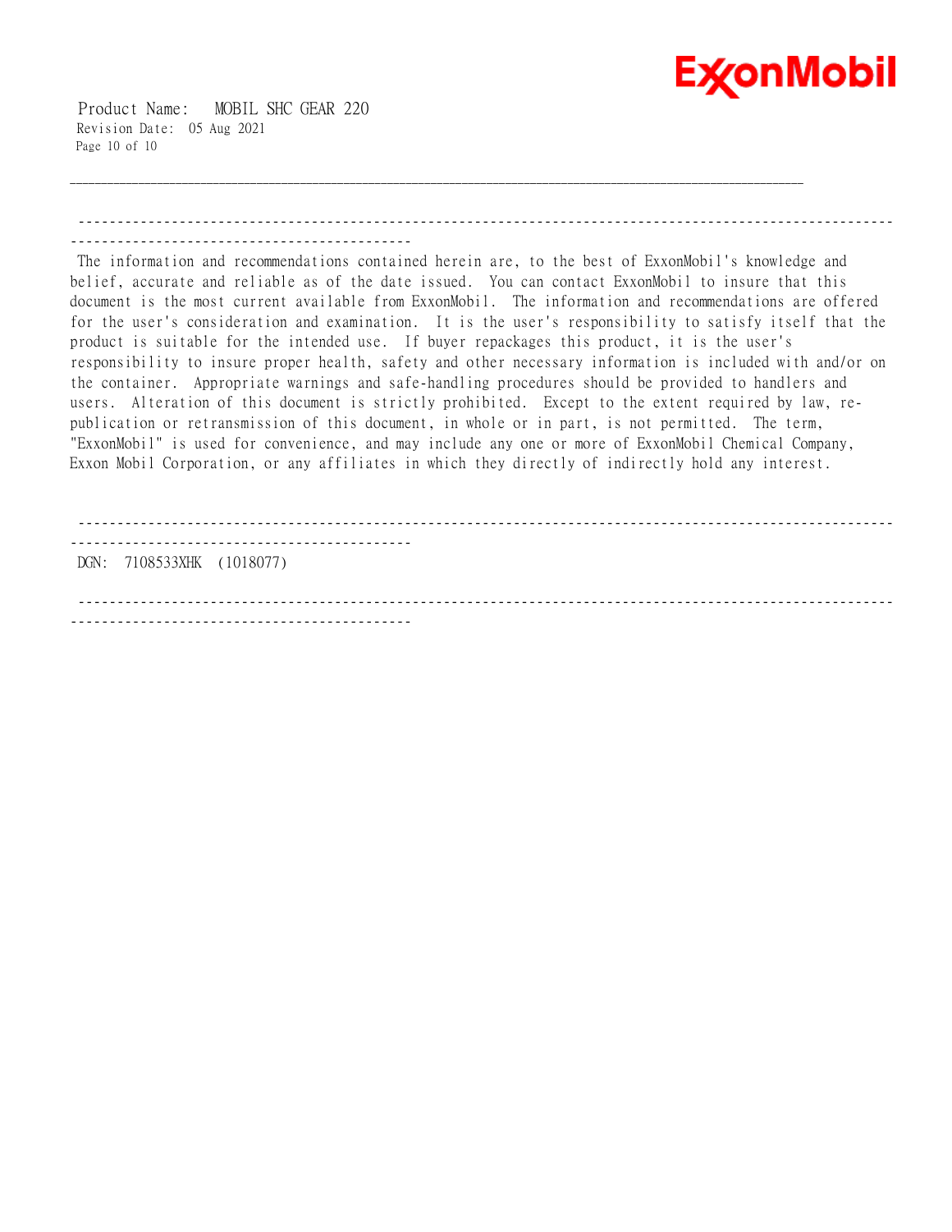The information and recommendations contained herein are, to the best of ExxonMobil's knowledge and belief, accurate and reliable as of the date issued. You can contact ExxonMobil to insure that this document is the most current available from ExxonMobil. The information and recommendations are offered for the user's consideration and examination. It is the user's responsibility to satisfy itself that the product is suitable for the intended use. If buyer repackages this product, it is the user's responsibility to insure proper health, safety and other necessary information is included with and/or on the container. Appropriate warnings and safe-handling procedures should be provided to handlers and users. Alteration of this document is strictly prohibited. Except to the extent required by law, re-publication or retransmission of this document, in whole or in part, is not permitted. The term, "ExxonMobil" is used for convenience, and may include any one or more of ExxonMobil Chemical Company, Exxon Mobil Corporation, or any affiliates in which they directly of indirectly hold any interest.

DGN: 7108533XHK (1018077)